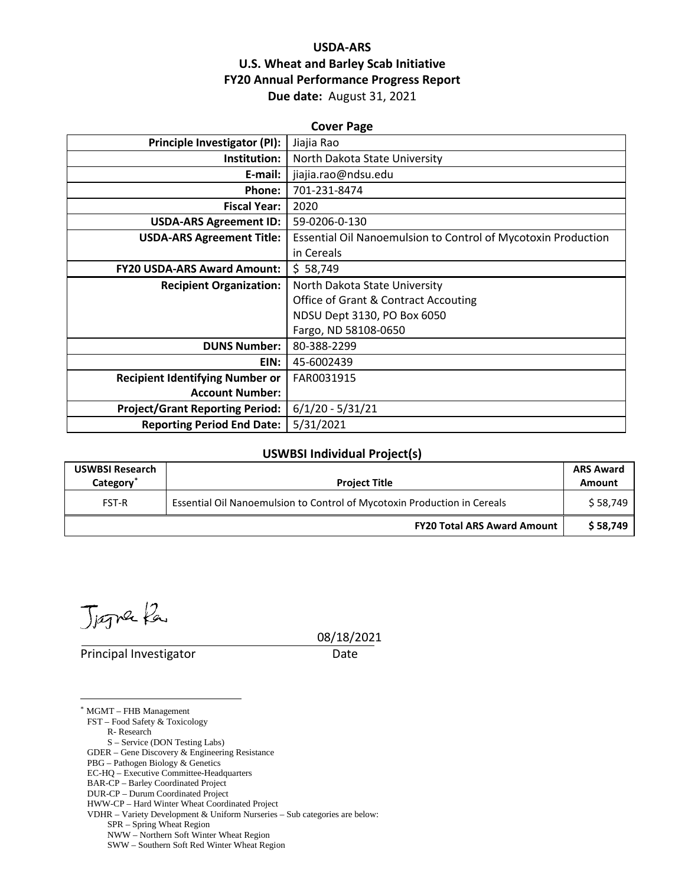**USDA-ARS**
**U.S. Wheat and Barley Scab Initiative**
**FY20 Annual Performance Progress Report**
**Due date:** August 31, 2021

**Cover Page**

| | |
|---:|---|
| **Principle Investigator (PI):** | Jiajia Rao |
| **Institution:** | North Dakota State University |
| **E-mail:** | jiajia.rao@ndsu.edu |
| **Phone:** | 701-231-8474 |
| **Fiscal Year:** | 2020 |
| **USDA-ARS Agreement ID:** | 59-0206-0-130 |
| **USDA-ARS Agreement Title:** | Essential Oil Nanoemulsion to Control of Mycotoxin Production in Cereals |
| **FY20 USDA-ARS Award Amount:** | $ 58,749 |
| **Recipient Organization:** | North Dakota State University<br>Office of Grant & Contract Accouting<br>NDSU Dept 3130, PO Box 6050<br>Fargo, ND 58108-0650 |
| **DUNS Number:** | 80-388-2299 |
| **EIN:** | 45-6002439 |
| **Recipient Identifying Number or Account Number:** | FAR0031915 |
| **Project/Grant Reporting Period:** | 6/1/20 - 5/31/21 |
| **Reporting Period End Date:** | 5/31/2021 |

**USWBSI Individual Project(s)**

| USWBSI Research Category[*] | Project Title | ARS Award Amount |
|---|---|---|
| FST-R | Essential Oil Nanoemulsion to Control of Mycotoxin Production in Cereals | $ 58,749 |
| | **FY20 Total ARS Award Amount** | **$ 58,749** |

Principal Investigator 08/18/2021
Date

[*] MGMT – FHB Management
FST – Food Safety & Toxicology
R- Research
S – Service (DON Testing Labs)
GDER – Gene Discovery & Engineering Resistance
PBG – Pathogen Biology & Genetics
EC-HQ – Executive Committee-Headquarters
BAR-CP – Barley Coordinated Project
DUR-CP – Durum Coordinated Project
HWW-CP – Hard Winter Wheat Coordinated Project
VDHR – Variety Development & Uniform Nurseries – Sub categories are below:
SPR – Spring Wheat Region
NWW – Northern Soft Winter Wheat Region
SWW – Southern Soft Red Winter Wheat Region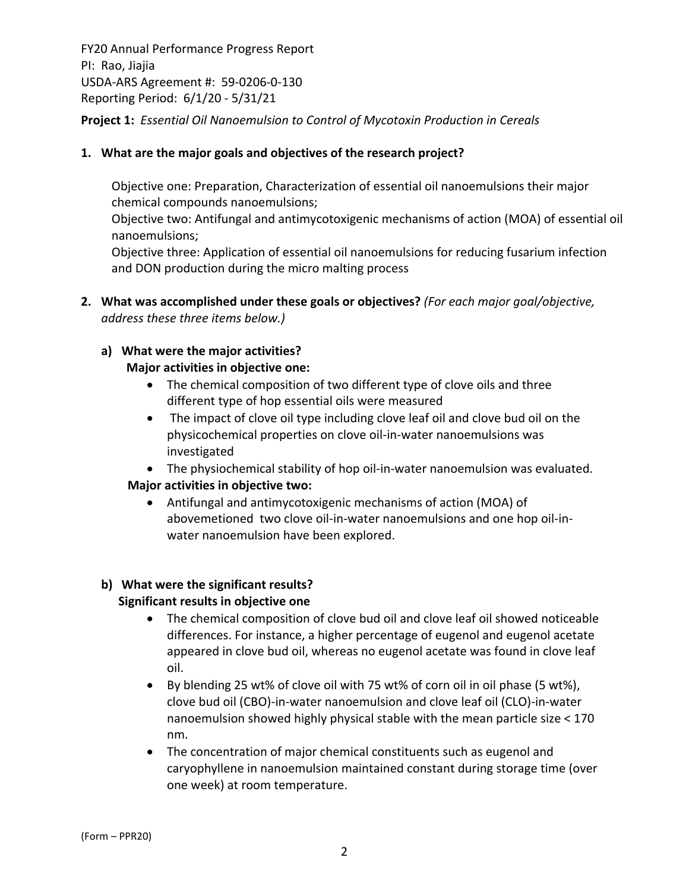FY20 Annual Performance Progress Report
PI: Rao, Jiajia
USDA-ARS Agreement #: 59-0206-0-130
Reporting Period: 6/1/20 - 5/31/21

**Project 1:** *Essential Oil Nanoemulsion to Control of Mycotoxin Production in Cereals*

**1. What are the major goals and objectives of the research project?**

Objective one: Preparation, Characterization of essential oil nanoemulsions their major chemical compounds nanoemulsions;
Objective two: Antifungal and antimycotoxigenic mechanisms of action (MOA) of essential oil nanoemulsions;
Objective three: Application of essential oil nanoemulsions for reducing fusarium infection and DON production during the micro malting process

**2. What was accomplished under these goals or objectives?** *(For each major goal/objective, address these three items below.)*

**a) What were the major activities?**

**Major activities in objective one:**

- The chemical composition of two different type of clove oils and three different type of hop essential oils were measured
- The impact of clove oil type including clove leaf oil and clove bud oil on the physicochemical properties on clove oil-in-water nanoemulsions was investigated
- The physiochemical stability of hop oil-in-water nanoemulsion was evaluated.

**Major activities in objective two:**

- Antifungal and antimycotoxigenic mechanisms of action (MOA) of abovemetioned two clove oil-in-water nanoemulsions and one hop oil-in-water nanoemulsion have been explored.

**b) What were the significant results?**

**Significant results in objective one**

- The chemical composition of clove bud oil and clove leaf oil showed noticeable differences. For instance, a higher percentage of eugenol and eugenol acetate appeared in clove bud oil, whereas no eugenol acetate was found in clove leaf oil.
- By blending 25 wt% of clove oil with 75 wt% of corn oil in oil phase (5 wt%), clove bud oil (CBO)-in-water nanoemulsion and clove leaf oil (CLO)-in-water nanoemulsion showed highly physical stable with the mean particle size < 170 nm.
- The concentration of major chemical constituents such as eugenol and caryophyllene in nanoemulsion maintained constant during storage time (over one week) at room temperature.

(Form – PPR20)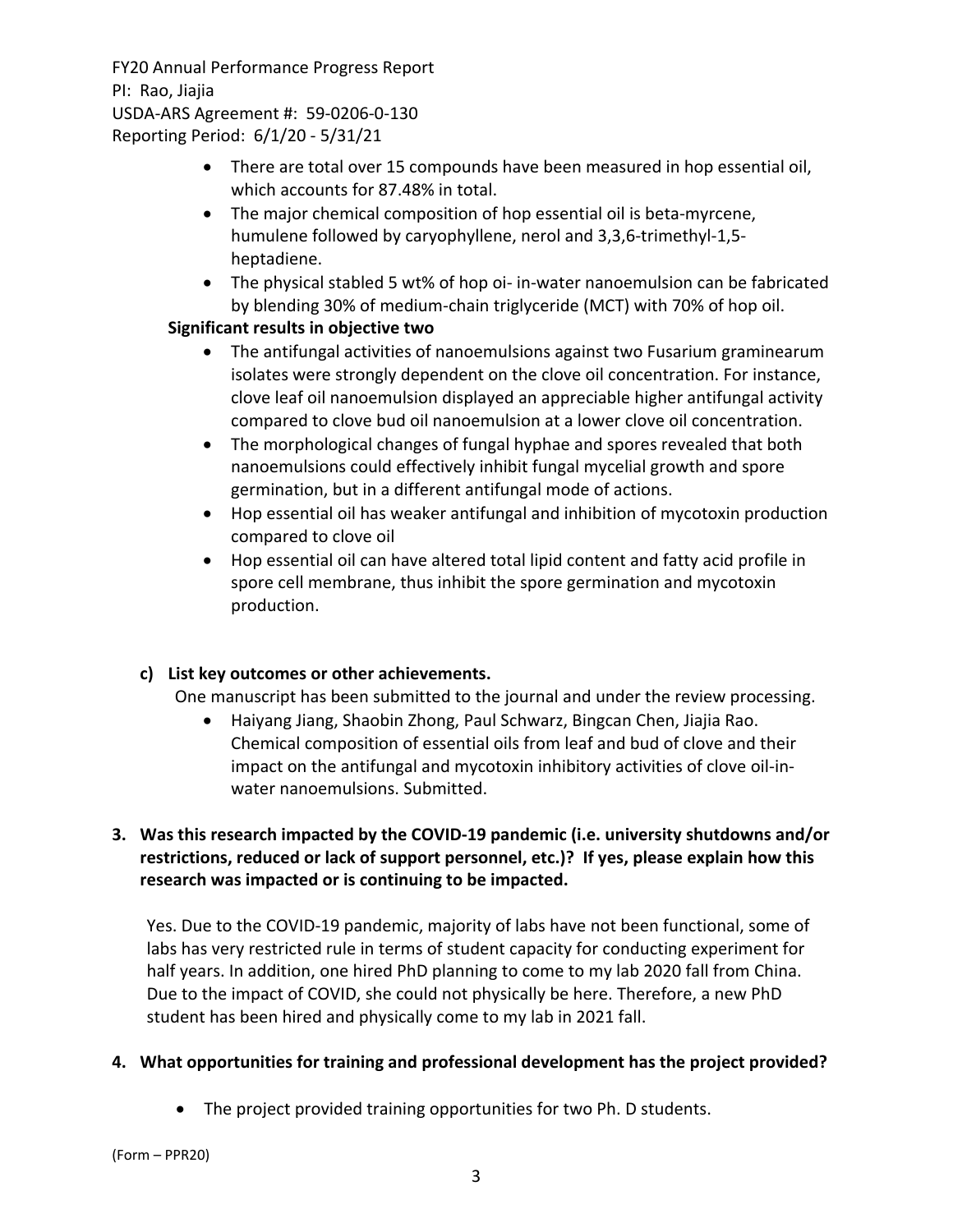- There are total over 15 compounds have been measured in hop essential oil, which accounts for 87.48% in total.
- The major chemical composition of hop essential oil is beta-myrcene, humulene followed by caryophyllene, nerol and 3,3,6-trimethyl-1,5-heptadiene.
- The physical stabled 5 wt% of hop oi- in-water nanoemulsion can be fabricated by blending 30% of medium-chain triglyceride (MCT) with 70% of hop oil.

**Significant results in objective two**

- The antifungal activities of nanoemulsions against two Fusarium graminearum isolates were strongly dependent on the clove oil concentration. For instance, clove leaf oil nanoemulsion displayed an appreciable higher antifungal activity compared to clove bud oil nanoemulsion at a lower clove oil concentration.
- The morphological changes of fungal hyphae and spores revealed that both nanoemulsions could effectively inhibit fungal mycelial growth and spore germination, but in a different antifungal mode of actions.
- Hop essential oil has weaker antifungal and inhibition of mycotoxin production compared to clove oil
- Hop essential oil can have altered total lipid content and fatty acid profile in spore cell membrane, thus inhibit the spore germination and mycotoxin production.

**c) List key outcomes or other achievements.**

One manuscript has been submitted to the journal and under the review processing.

- Haiyang Jiang, Shaobin Zhong, Paul Schwarz, Bingcan Chen, Jiajia Rao. Chemical composition of essential oils from leaf and bud of clove and their impact on the antifungal and mycotoxin inhibitory activities of clove oil-in-water nanoemulsions. Submitted.

**3. Was this research impacted by the COVID-19 pandemic (i.e. university shutdowns and/or restrictions, reduced or lack of support personnel, etc.)? If yes, please explain how this research was impacted or is continuing to be impacted.**

Yes. Due to the COVID-19 pandemic, majority of labs have not been functional, some of labs has very restricted rule in terms of student capacity for conducting experiment for half years. In addition, one hired PhD planning to come to my lab 2020 fall from China. Due to the impact of COVID, she could not physically be here. Therefore, a new PhD student has been hired and physically come to my lab in 2021 fall.

**4. What opportunities for training and professional development has the project provided?**

- The project provided training opportunities for two Ph. D students.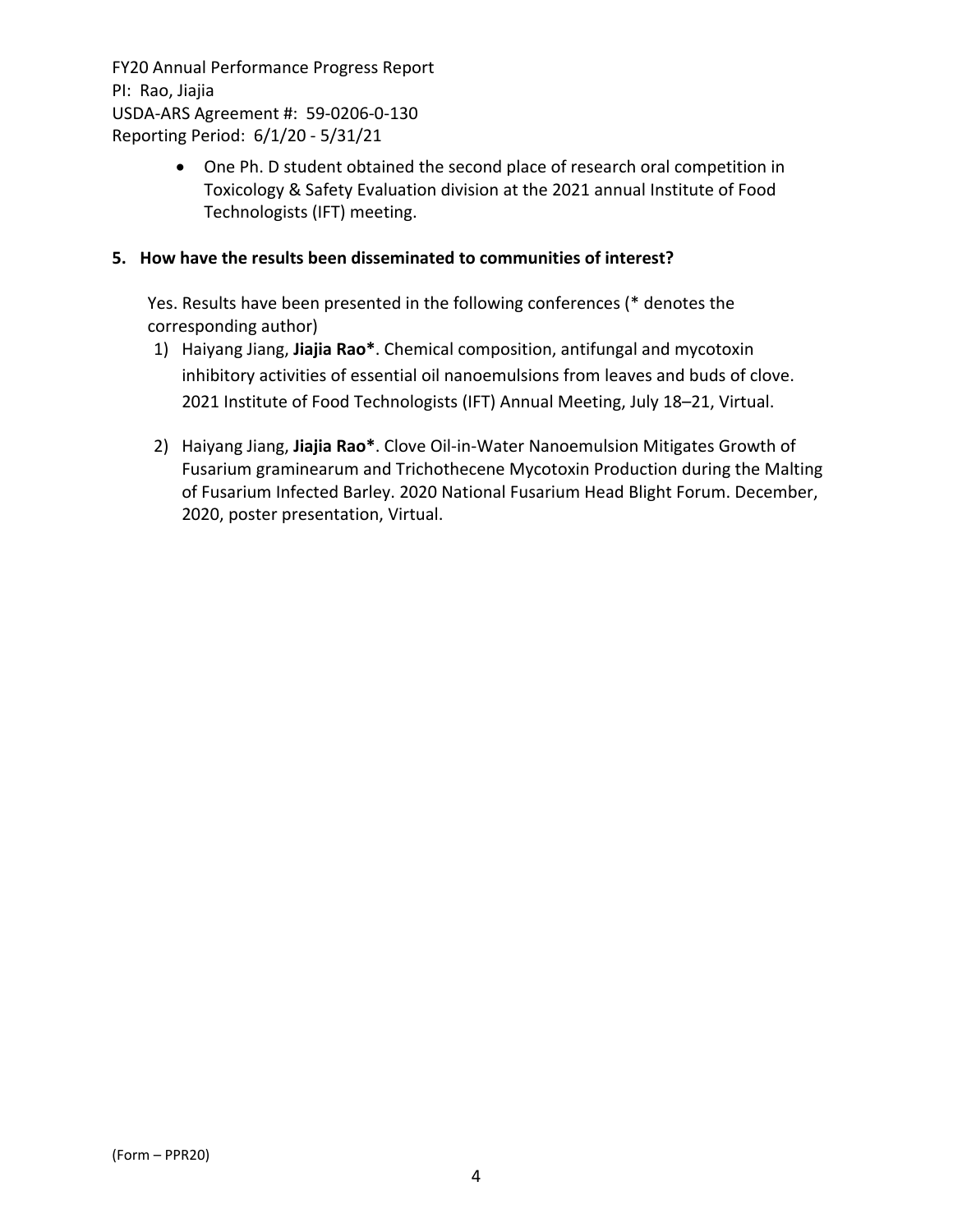- One Ph. D student obtained the second place of research oral competition in Toxicology & Safety Evaluation division at the 2021 annual Institute of Food Technologists (IFT) meeting.

**5. How have the results been disseminated to communities of interest?**

Yes. Results have been presented in the following conferences (* denotes the corresponding author)

1) Haiyang Jiang, **Jiajia Rao***. Chemical composition, antifungal and mycotoxin inhibitory activities of essential oil nanoemulsions from leaves and buds of clove. 2021 Institute of Food Technologists (IFT) Annual Meeting, July 18–21, Virtual.

2) Haiyang Jiang, **Jiajia Rao***. Clove Oil-in-Water Nanoemulsion Mitigates Growth of Fusarium graminearum and Trichothecene Mycotoxin Production during the Malting of Fusarium Infected Barley. 2020 National Fusarium Head Blight Forum. December, 2020, poster presentation, Virtual.

(Form – PPR20)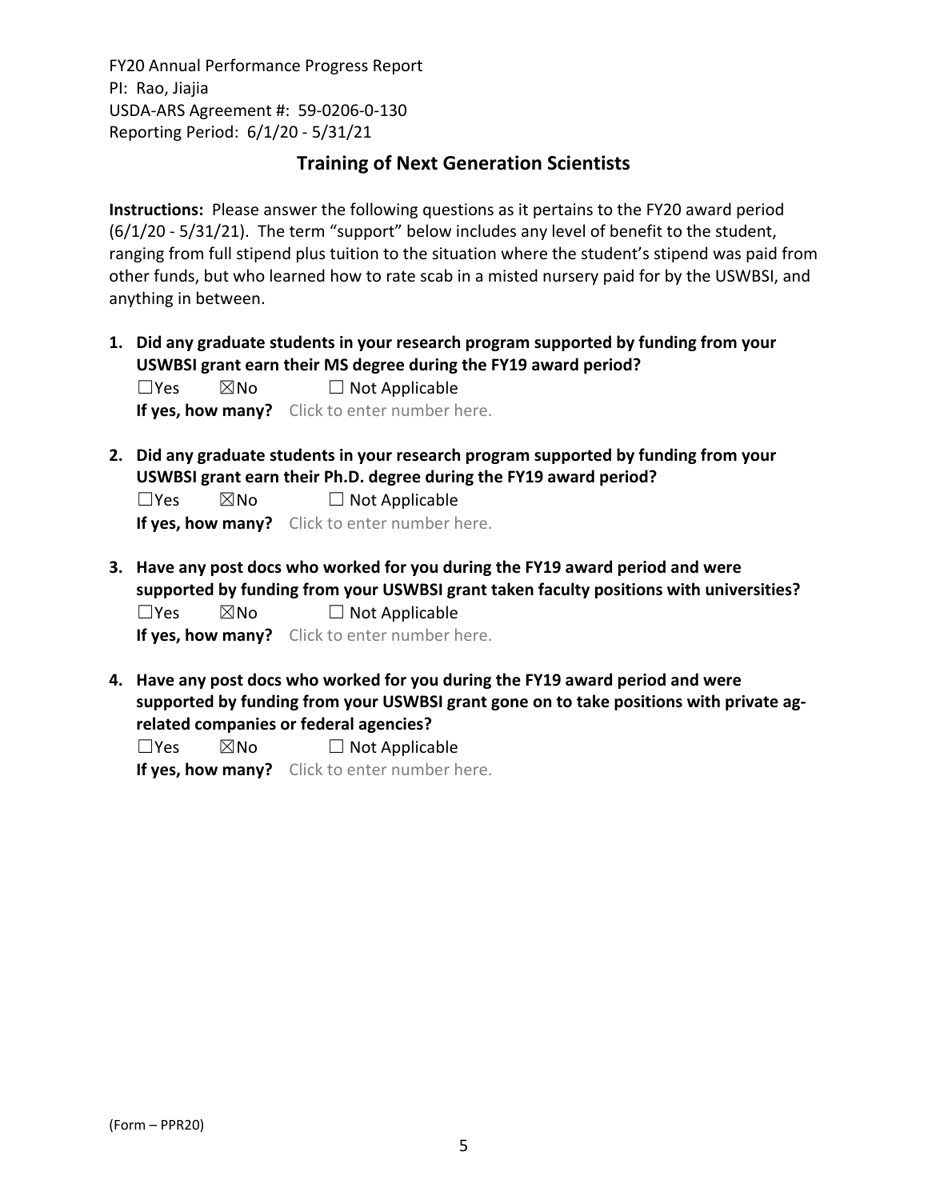FY20 Annual Performance Progress Report
PI: Rao, Jiajia
USDA-ARS Agreement #: 59-0206-0-130
Reporting Period: 6/1/20 - 5/31/21

## Training of Next Generation Scientists

**Instructions:** Please answer the following questions as it pertains to the FY20 award period (6/1/20 - 5/31/21). The term "support" below includes any level of benefit to the student, ranging from full stipend plus tuition to the situation where the student's stipend was paid from other funds, but who learned how to rate scab in a misted nursery paid for by the USWBSI, and anything in between.

1. **Did any graduate students in your research program supported by funding from your USWBSI grant earn their MS degree during the FY19 award period?**
   ☐Yes ☒No ☐ Not Applicable
   **If yes, how many?** Click to enter number here.

2. **Did any graduate students in your research program supported by funding from your USWBSI grant earn their Ph.D. degree during the FY19 award period?**
   ☐Yes ☒No ☐ Not Applicable
   **If yes, how many?** Click to enter number here.

3. **Have any post docs who worked for you during the FY19 award period and were supported by funding from your USWBSI grant taken faculty positions with universities?**
   ☐Yes ☒No ☐ Not Applicable
   **If yes, how many?** Click to enter number here.

4. **Have any post docs who worked for you during the FY19 award period and were supported by funding from your USWBSI grant gone on to take positions with private ag-related companies or federal agencies?**
   ☐Yes ☒No ☐ Not Applicable
   **If yes, how many?** Click to enter number here.

(Form – PPR20)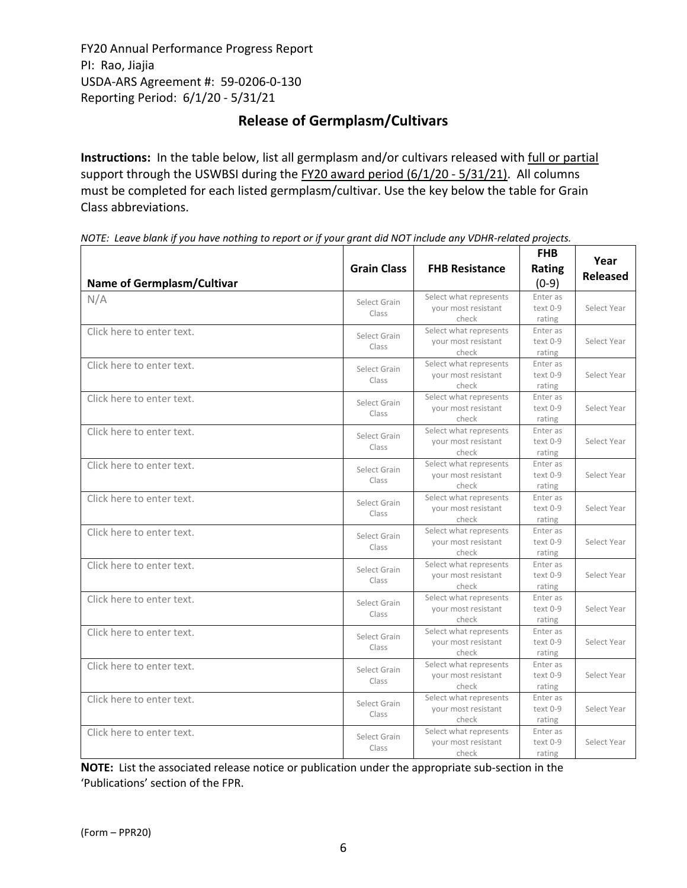FY20 Annual Performance Progress Report
PI: Rao, Jiajia
USDA-ARS Agreement #: 59-0206-0-130
Reporting Period: 6/1/20 - 5/31/21

## Release of Germplasm/Cultivars

**Instructions:** In the table below, list all germplasm and/or cultivars released with full or partial support through the USWBSI during the FY20 award period (6/1/20 - 5/31/21). All columns must be completed for each listed germplasm/cultivar. Use the key below the table for Grain Class abbreviations.

*NOTE: Leave blank if you have nothing to report or if your grant did NOT include any VDHR-related projects.*

| Name of Germplasm/Cultivar | Grain Class | FHB Resistance | FHB Rating (0-9) | Year Released |
|---|---|---|---|---|
| N/A | Select Grain Class | Select what represents your most resistant check | Enter as text 0-9 rating | Select Year |
| Click here to enter text. | Select Grain Class | Select what represents your most resistant check | Enter as text 0-9 rating | Select Year |
| Click here to enter text. | Select Grain Class | Select what represents your most resistant check | Enter as text 0-9 rating | Select Year |
| Click here to enter text. | Select Grain Class | Select what represents your most resistant check | Enter as text 0-9 rating | Select Year |
| Click here to enter text. | Select Grain Class | Select what represents your most resistant check | Enter as text 0-9 rating | Select Year |
| Click here to enter text. | Select Grain Class | Select what represents your most resistant check | Enter as text 0-9 rating | Select Year |
| Click here to enter text. | Select Grain Class | Select what represents your most resistant check | Enter as text 0-9 rating | Select Year |
| Click here to enter text. | Select Grain Class | Select what represents your most resistant check | Enter as text 0-9 rating | Select Year |
| Click here to enter text. | Select Grain Class | Select what represents your most resistant check | Enter as text 0-9 rating | Select Year |
| Click here to enter text. | Select Grain Class | Select what represents your most resistant check | Enter as text 0-9 rating | Select Year |
| Click here to enter text. | Select Grain Class | Select what represents your most resistant check | Enter as text 0-9 rating | Select Year |
| Click here to enter text. | Select Grain Class | Select what represents your most resistant check | Enter as text 0-9 rating | Select Year |
| Click here to enter text. | Select Grain Class | Select what represents your most resistant check | Enter as text 0-9 rating | Select Year |
| Click here to enter text. | Select Grain Class | Select what represents your most resistant check | Enter as text 0-9 rating | Select Year |

**NOTE:** List the associated release notice or publication under the appropriate sub-section in the 'Publications' section of the FPR.

(Form – PPR20)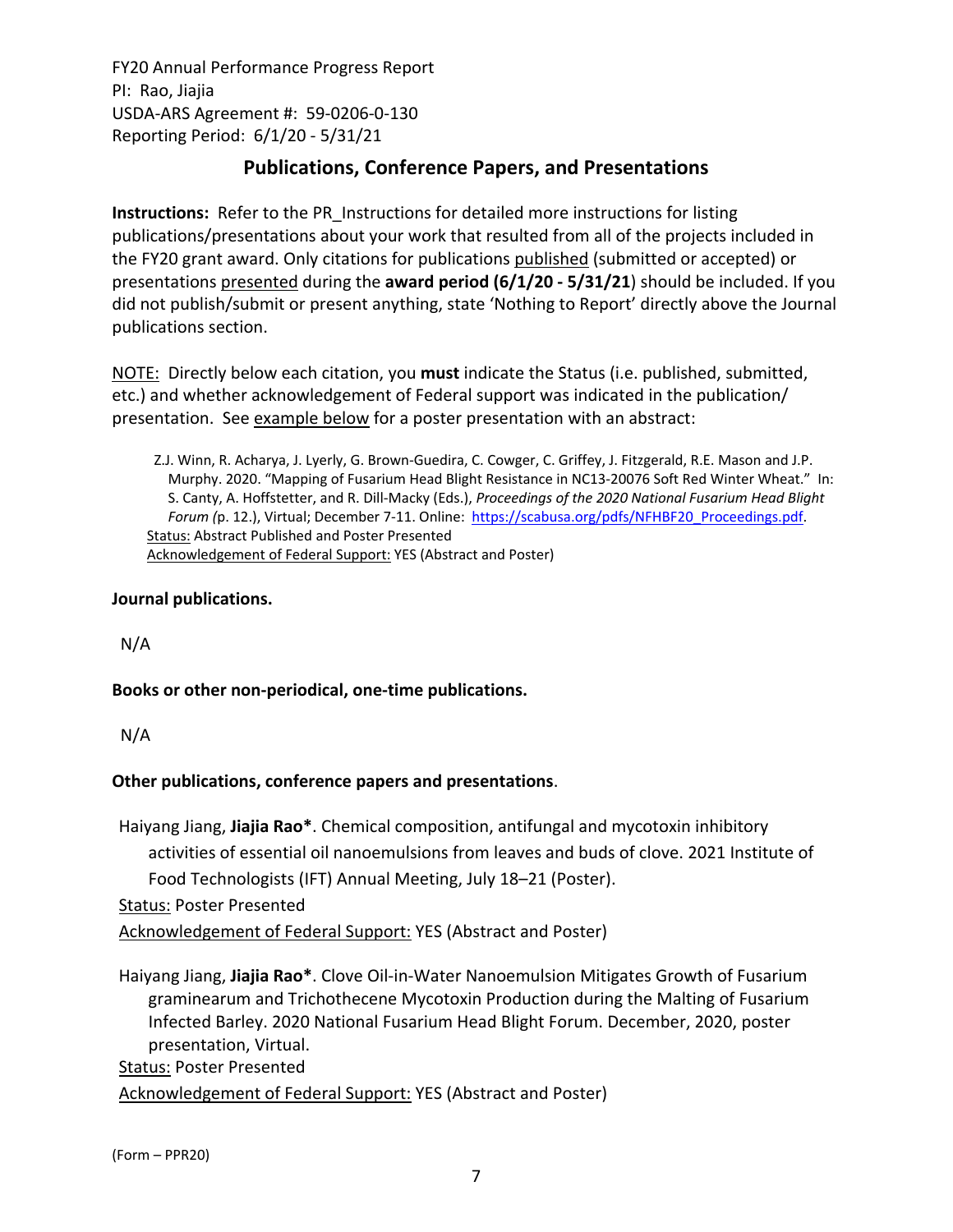FY20 Annual Performance Progress Report
PI: Rao, Jiajia
USDA-ARS Agreement #: 59-0206-0-130
Reporting Period: 6/1/20 - 5/31/21

## Publications, Conference Papers, and Presentations

**Instructions:** Refer to the PR_Instructions for detailed more instructions for listing publications/presentations about your work that resulted from all of the projects included in the FY20 grant award. Only citations for publications published (submitted or accepted) or presentations presented during the **award period (6/1/20 - 5/31/21**) should be included. If you did not publish/submit or present anything, state 'Nothing to Report' directly above the Journal publications section.

NOTE: Directly below each citation, you **must** indicate the Status (i.e. published, submitted, etc.) and whether acknowledgement of Federal support was indicated in the publication/ presentation. See example below for a poster presentation with an abstract:

> Z.J. Winn, R. Acharya, J. Lyerly, G. Brown-Guedira, C. Cowger, C. Griffey, J. Fitzgerald, R.E. Mason and J.P. Murphy. 2020. "Mapping of Fusarium Head Blight Resistance in NC13-20076 Soft Red Winter Wheat." In: S. Canty, A. Hoffstetter, and R. Dill-Macky (Eds.), *Proceedings of the 2020 National Fusarium Head Blight Forum (*p. 12.), Virtual; December 7-11. Online: https://scabusa.org/pdfs/NFHBF20_Proceedings.pdf.
> Status: Abstract Published and Poster Presented
> Acknowledgement of Federal Support: YES (Abstract and Poster)

**Journal publications.**

N/A

**Books or other non-periodical, one-time publications.**

N/A

**Other publications, conference papers and presentations**.

Haiyang Jiang, **Jiajia Rao***. Chemical composition, antifungal and mycotoxin inhibitory activities of essential oil nanoemulsions from leaves and buds of clove. 2021 Institute of Food Technologists (IFT) Annual Meeting, July 18–21 (Poster).
Status: Poster Presented
Acknowledgement of Federal Support: YES (Abstract and Poster)

Haiyang Jiang, **Jiajia Rao***. Clove Oil-in-Water Nanoemulsion Mitigates Growth of Fusarium graminearum and Trichothecene Mycotoxin Production during the Malting of Fusarium Infected Barley. 2020 National Fusarium Head Blight Forum. December, 2020, poster presentation, Virtual.
Status: Poster Presented
Acknowledgement of Federal Support: YES (Abstract and Poster)

(Form – PPR20)